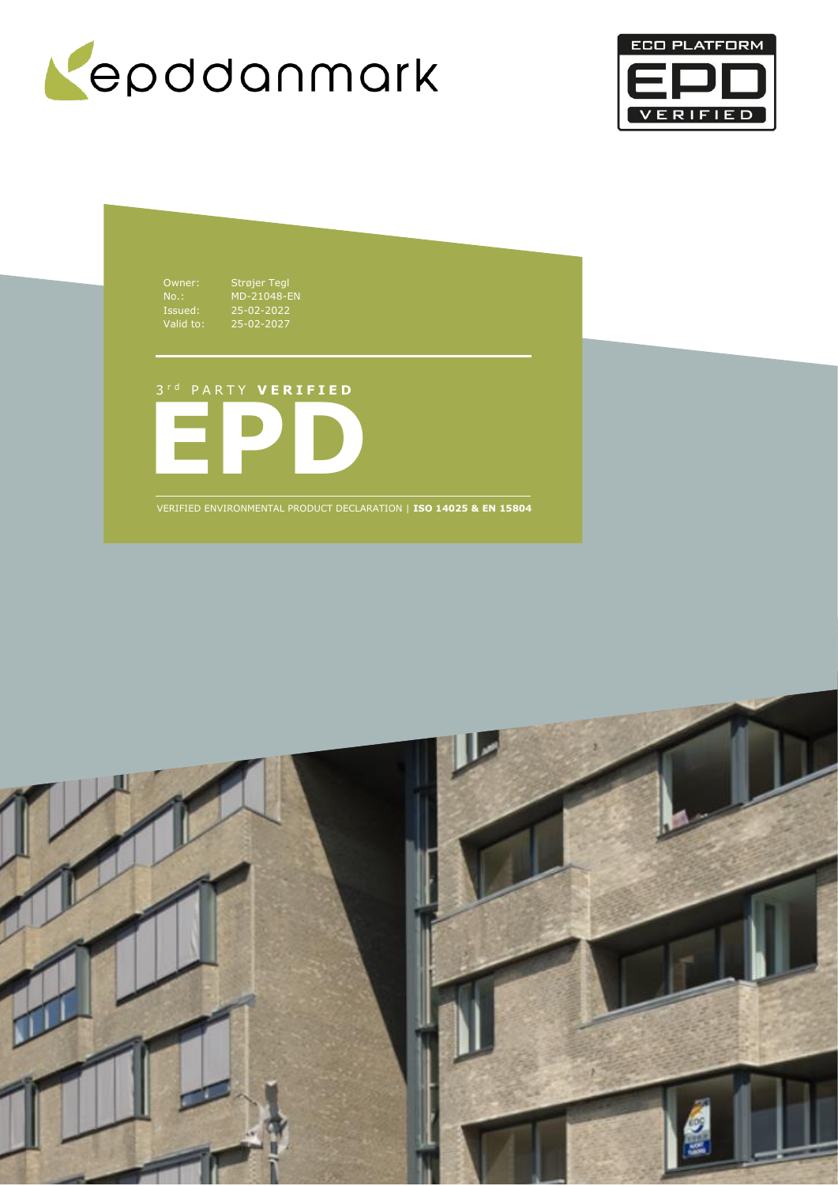epddanmark

ECO PLATFORM EPD VERIFIED

| | |
|---|---|
| Owner: | Strøjer Tegl |
| No.: | MD-21048-EN |
| Issued: | 25-02-2022 |
| Valid to: | 25-02-2027 |

3[rd] PARTY **VERIFIED**

# EPD

VERIFIED ENVIRONMENTAL PRODUCT DECLARATION | **ISO 14025 & EN 15804**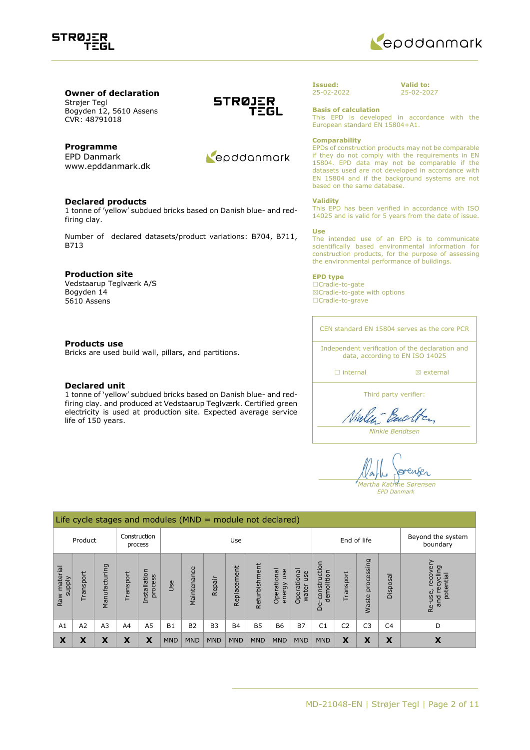**Owner of declaration**
Strøjer Tegl
Bogyden 12, 5610 Assens
CVR: 48791018

**Programme**
EPD Danmark
www.epddanmark.dk

**Declared products**
1 tonne of 'yellow' subdued bricks based on Danish blue- and red-firing clay.

Number of declared datasets/product variations: B704, B711, B713

**Production site**
Vedstaarup Teglværk A/S
Bogyden 14
5610 Assens

**Products use**
Bricks are used build wall, pillars, and partitions.

**Declared unit**
1 tonne of 'yellow' subdued bricks based on Danish blue- and red-firing clay. and produced at Vedstaarup Teglværk. Certified green electricity is used at production site. Expected average service life of 150 years.

**Issued:**
25-02-2022

**Valid to:**
25-02-2027

**Basis of calculation**
This EPD is developed in accordance with the European standard EN 15804+A1.

**Comparability**
EPDs of construction products may not be comparable if they do not comply with the requirements in EN 15804. EPD data may not be comparable if the datasets used are not developed in accordance with EN 15804 and if the background systems are not based on the same database.

**Validity**
This EPD has been verified in accordance with ISO 14025 and is valid for 5 years from the date of issue.

**Use**
The intended use of an EPD is to communicate scientifically based environmental information for construction products, for the purpose of assessing the environmental performance of buildings.

**EPD type**
☐Cradle-to-gate
☒Cradle-to-gate with options
☐Cradle-to-grave

CEN standard EN 15804 serves as the core PCR

Independent verification of the declaration and data, according to EN ISO 14025

☐ internal ☒ external

Third party verifier:

*Ninkie Bendtsen*

*Martha Katrine Sørensen*
*EPD Danmark*

| Life cycle stages and modules (MND = module not declared) | | | | | | | | | | | | | | | | |
|---|---|---|---|---|---|---|---|---|---|---|---|---|---|---|---|---|
| Product | | | Construction process | | Use | | | | | | | End of life | | | | Beyond the system boundary |
| Raw material supply | Transport | Manufacturing | Transport | Installation process | Use | Maintenance | Repair | Replacement | Refurbishment | Operational energy use | Operational water use | De-construction demolition | Transport | Waste processing | Disposal | Re-use, recovery and recycling potential |
| A1 | A2 | A3 | A4 | A5 | B1 | B2 | B3 | B4 | B5 | B6 | B7 | C1 | C2 | C3 | C4 | D |
| X | X | X | X | X | MND | MND | MND | MND | MND | MND | MND | MND | X | X | X | X |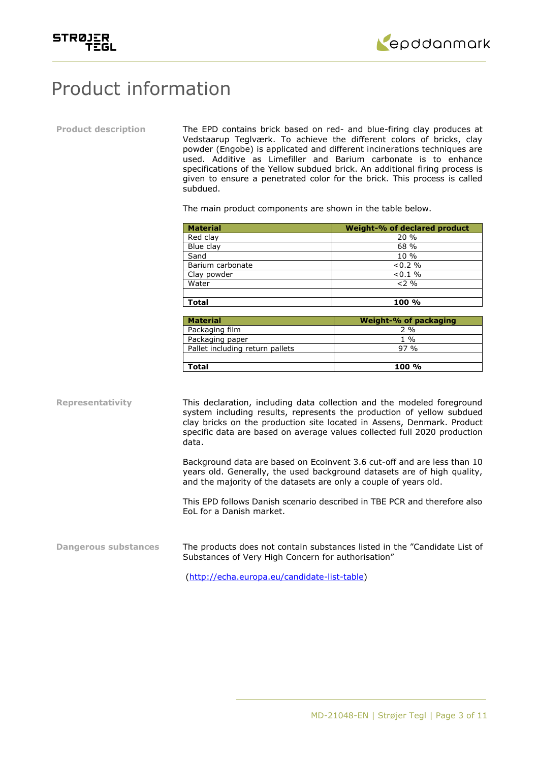# Product information

**Product description**

The EPD contains brick based on red- and blue-firing clay produces at Vedstaarup Teglværk. To achieve the different colors of bricks, clay powder (Engobe) is applicated and different incinerations techniques are used. Additive as Limefiller and Barium carbonate is to enhance specifications of the Yellow subdued brick. An additional firing process is given to ensure a penetrated color for the brick. This process is called subdued.

The main product components are shown in the table below.

| Material | Weight-% of declared product |
|---|---|
| Red clay | 20 % |
| Blue clay | 68 % |
| Sand | 10 % |
| Barium carbonate | <0.2 % |
| Clay powder | <0.1 % |
| Water | <2 % |
| | |
| **Total** | **100 %** |

| Material | Weight-% of packaging |
|---|---|
| Packaging film | 2 % |
| Packaging paper | 1 % |
| Pallet including return pallets | 97 % |
| | |
| **Total** | **100 %** |

**Representativity**

This declaration, including data collection and the modeled foreground system including results, represents the production of yellow subdued clay bricks on the production site located in Assens, Denmark. Product specific data are based on average values collected full 2020 production data.

Background data are based on Ecoinvent 3.6 cut-off and are less than 10 years old. Generally, the used background datasets are of high quality, and the majority of the datasets are only a couple of years old.

This EPD follows Danish scenario described in TBE PCR and therefore also EoL for a Danish market.

**Dangerous substances**

The products does not contain substances listed in the "Candidate List of Substances of Very High Concern for authorisation"

(http://echa.europa.eu/candidate-list-table)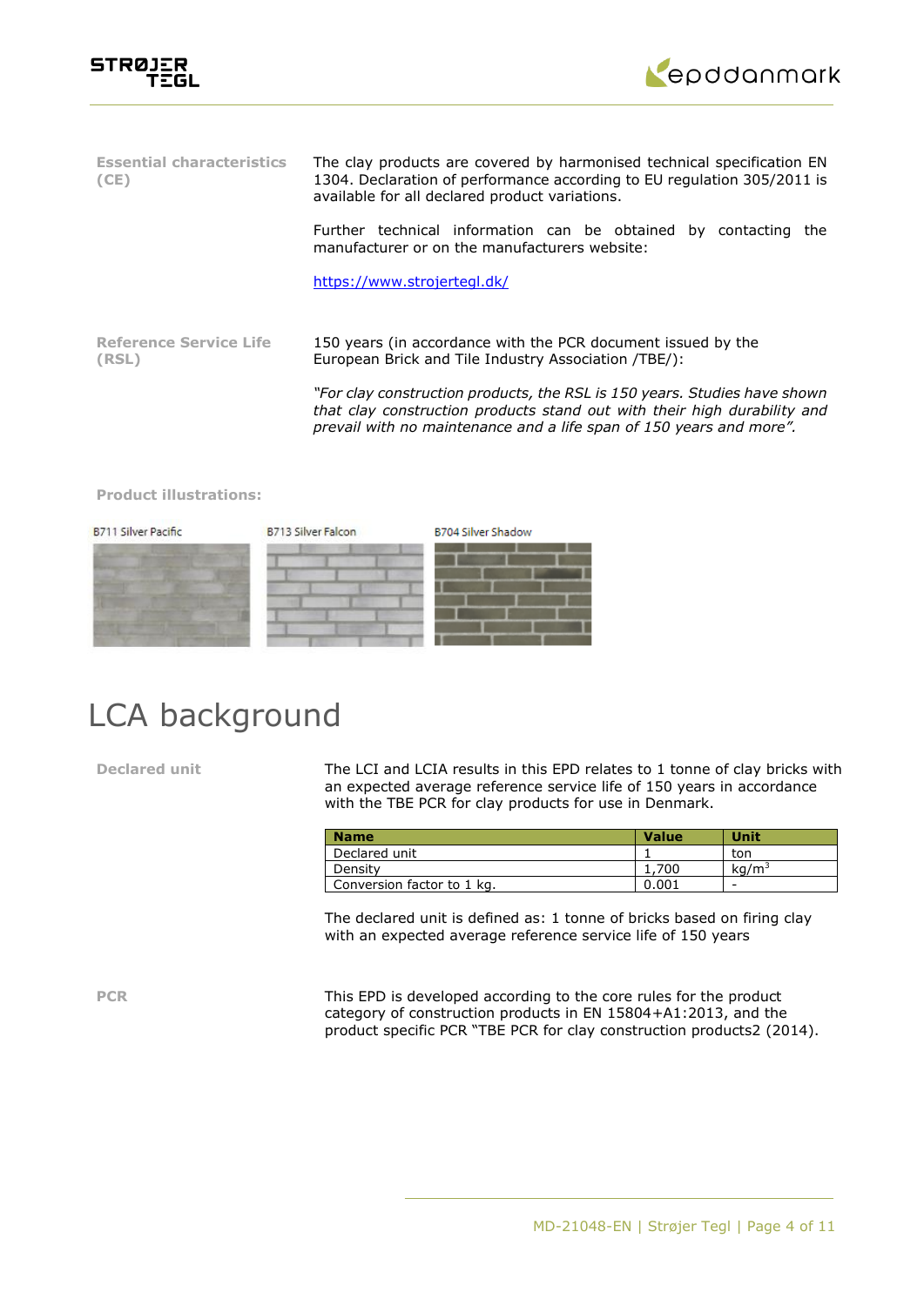**Essential characteristics (CE)**

The clay products are covered by harmonised technical specification EN 1304. Declaration of performance according to EU regulation 305/2011 is available for all declared product variations.

Further technical information can be obtained by contacting the manufacturer or on the manufacturers website:

https://www.strojertegl.dk/

**Reference Service Life (RSL)**

150 years (in accordance with the PCR document issued by the European Brick and Tile Industry Association /TBE/):

*"For clay construction products, the RSL is 150 years. Studies have shown that clay construction products stand out with their high durability and prevail with no maintenance and a life span of 150 years and more".*

**Product illustrations:**

B711 Silver Pacific

B713 Silver Falcon

B704 Silver Shadow

# LCA background

**Declared unit**

The LCI and LCIA results in this EPD relates to 1 tonne of clay bricks with an expected average reference service life of 150 years in accordance with the TBE PCR for clay products for use in Denmark.

| Name | Value | Unit |
| --- | --- | --- |
| Declared unit | 1 | ton |
| Density | 1,700 | kg/m$^3$ |
| Conversion factor to 1 kg. | 0.001 | - |

The declared unit is defined as: 1 tonne of bricks based on firing clay with an expected average reference service life of 150 years

**PCR**

This EPD is developed according to the core rules for the product category of construction products in EN 15804+A1:2013, and the product specific PCR "TBE PCR for clay construction products2 (2014).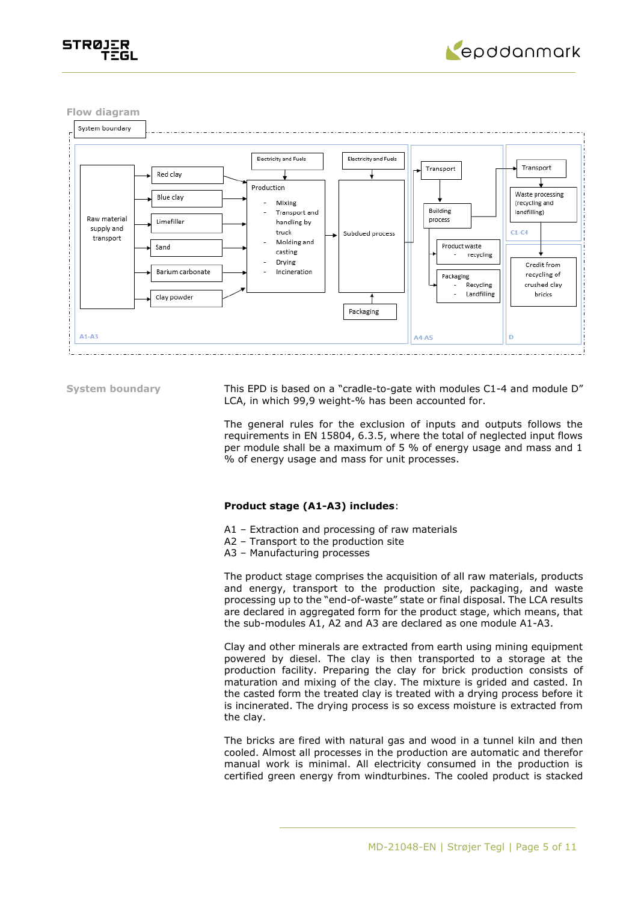## Flow diagram

System boundary

Raw material supply and transport

Red clay

Blue clay

Limefiller

Sand

Barium carbonate

Clay powder

Electricity and Fuels

Production
- Mixing
- Transport and handling by truck
- Molding and casting
- Drying
- Incineration

Electricity and Fuels

Subdued process

Packaging

A1-A3

Transport

Building process

Product waste
- recycling

Packaging
- Recycling
- Landfilling

A4-A5

Transport

Waste processing (recycling and landfilling)

C1-C4

Credit from recycling of crushed clay bricks

D

## System boundary

This EPD is based on a "cradle-to-gate with modules C1-4 and module D" LCA, in which 99,9 weight-% has been accounted for.

The general rules for the exclusion of inputs and outputs follows the requirements in EN 15804, 6.3.5, where the total of neglected input flows per module shall be a maximum of 5 % of energy usage and mass and 1 % of energy usage and mass for unit processes.

**Product stage (A1-A3) includes**:

A1 – Extraction and processing of raw materials
A2 – Transport to the production site
A3 – Manufacturing processes

The product stage comprises the acquisition of all raw materials, products and energy, transport to the production site, packaging, and waste processing up to the "end-of-waste" state or final disposal. The LCA results are declared in aggregated form for the product stage, which means, that the sub-modules A1, A2 and A3 are declared as one module A1-A3.

Clay and other minerals are extracted from earth using mining equipment powered by diesel. The clay is then transported to a storage at the production facility. Preparing the clay for brick production consists of maturation and mixing of the clay. The mixture is grided and casted. In the casted form the treated clay is treated with a drying process before it is incinerated. The drying process is so excess moisture is extracted from the clay.

The bricks are fired with natural gas and wood in a tunnel kiln and then cooled. Almost all processes in the production are automatic and therefor manual work is minimal. All electricity consumed in the production is certified green energy from windturbines. The cooled product is stacked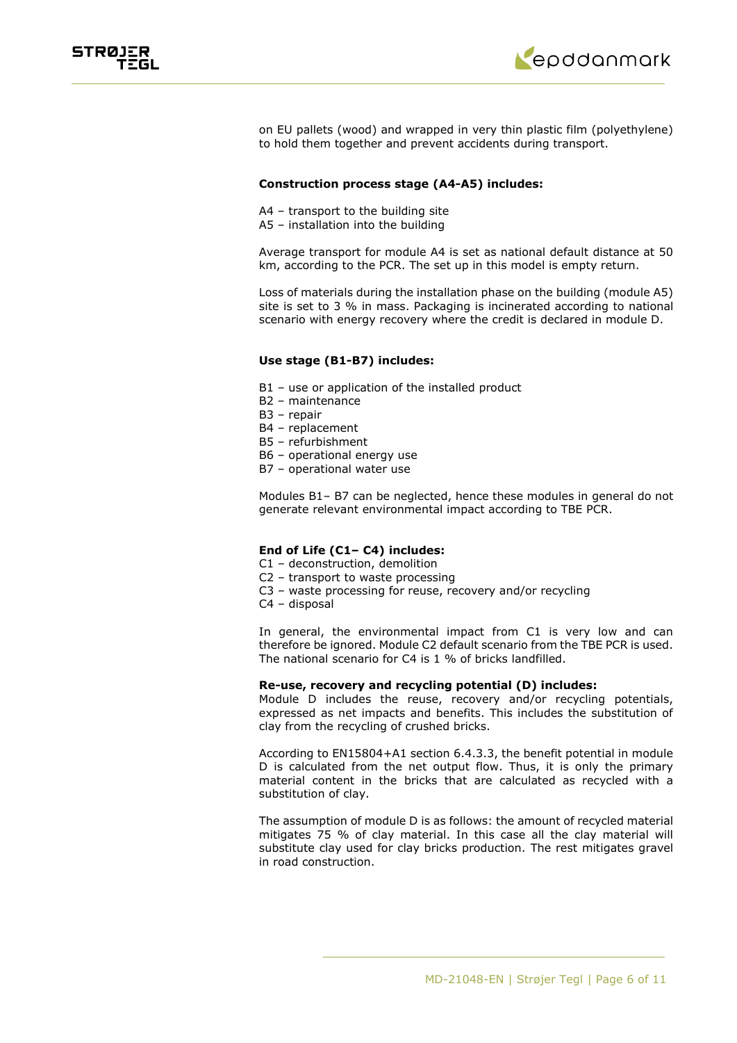on EU pallets (wood) and wrapped in very thin plastic film (polyethylene) to hold them together and prevent accidents during transport.

**Construction process stage (A4-A5) includes:**

A4 – transport to the building site
A5 – installation into the building

Average transport for module A4 is set as national default distance at 50 km, according to the PCR. The set up in this model is empty return.

Loss of materials during the installation phase on the building (module A5) site is set to 3 % in mass. Packaging is incinerated according to national scenario with energy recovery where the credit is declared in module D.

**Use stage (B1-B7) includes:**

B1 – use or application of the installed product
B2 – maintenance
B3 – repair
B4 – replacement
B5 – refurbishment
B6 – operational energy use
B7 – operational water use

Modules B1– B7 can be neglected, hence these modules in general do not generate relevant environmental impact according to TBE PCR.

**End of Life (C1– C4) includes:**

C1 – deconstruction, demolition
C2 – transport to waste processing
C3 – waste processing for reuse, recovery and/or recycling
C4 – disposal

In general, the environmental impact from C1 is very low and can therefore be ignored. Module C2 default scenario from the TBE PCR is used. The national scenario for C4 is 1 % of bricks landfilled.

**Re-use, recovery and recycling potential (D) includes:**

Module D includes the reuse, recovery and/or recycling potentials, expressed as net impacts and benefits. This includes the substitution of clay from the recycling of crushed bricks.

According to EN15804+A1 section 6.4.3.3, the benefit potential in module D is calculated from the net output flow. Thus, it is only the primary material content in the bricks that are calculated as recycled with a substitution of clay.

The assumption of module D is as follows: the amount of recycled material mitigates 75 % of clay material. In this case all the clay material will substitute clay used for clay bricks production. The rest mitigates gravel in road construction.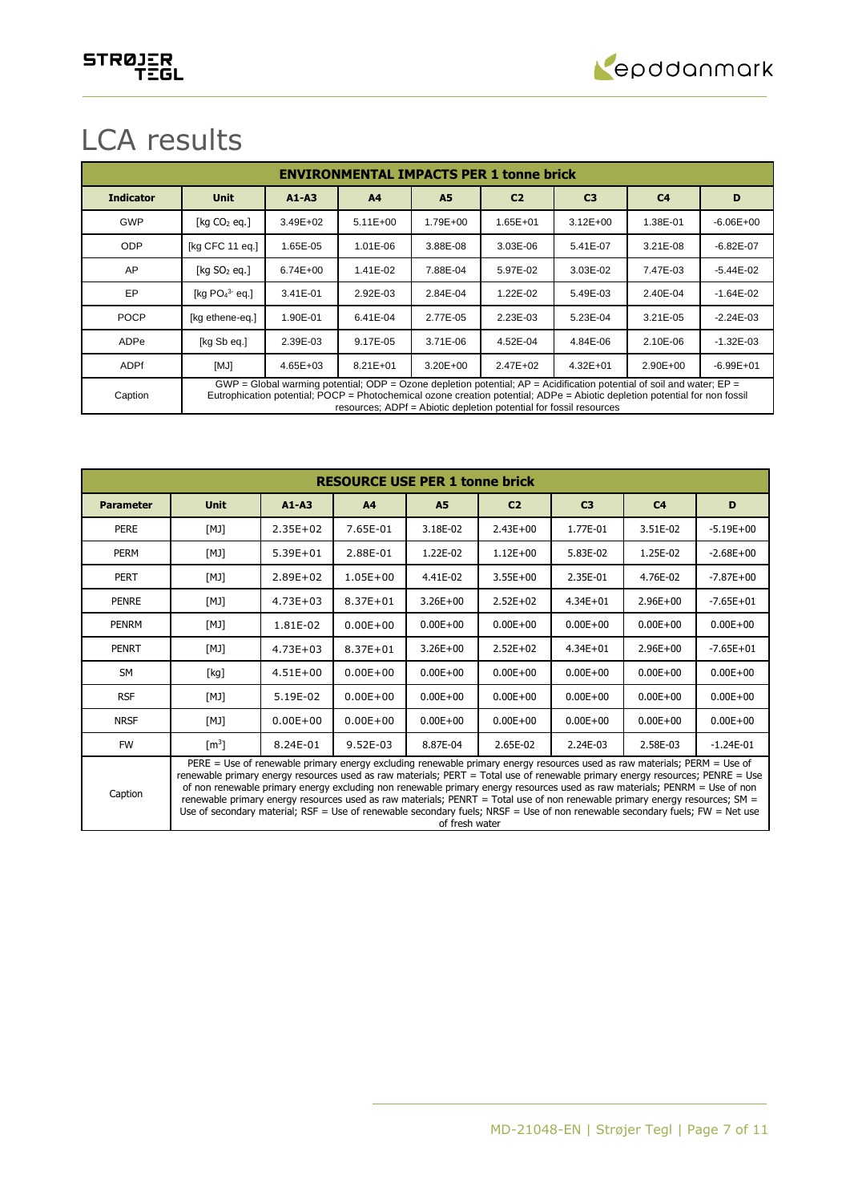# LCA results

| ENVIRONMENTAL IMPACTS PER 1 tonne brick | | | | | | | | |
|---|---|---|---|---|---|---|---|---|
| **Indicator** | **Unit** | **A1-A3** | **A4** | **A5** | **C2** | **C3** | **C4** | **D** |
| GWP | [kg $CO_2$ eq.] | 3.49E+02 | 5.11E+00 | 1.79E+00 | 1.65E+01 | 3.12E+00 | 1.38E-01 | -6.06E+00 |
| ODP | [kg CFC 11 eq.] | 1.65E-05 | 1.01E-06 | 3.88E-08 | 3.03E-06 | 5.41E-07 | 3.21E-08 | -6.82E-07 |
| AP | [kg $SO_2$ eq.] | 6.74E+00 | 1.41E-02 | 7.88E-04 | 5.97E-02 | 3.03E-02 | 7.47E-03 | -5.44E-02 |
| EP | [kg $PO_4^{3-}$ eq.] | 3.41E-01 | 2.92E-03 | 2.84E-04 | 1.22E-02 | 5.49E-03 | 2.40E-04 | -1.64E-02 |
| POCP | [kg ethene-eq.] | 1.90E-01 | 6.41E-04 | 2.77E-05 | 2.23E-03 | 5.23E-04 | 3.21E-05 | -2.24E-03 |
| ADPe | [kg Sb eq.] | 2.39E-03 | 9.17E-05 | 3.71E-06 | 4.52E-04 | 4.84E-06 | 2.10E-06 | -1.32E-03 |
| ADPf | [MJ] | 4.65E+03 | 8.21E+01 | 3.20E+00 | 2.47E+02 | 4.32E+01 | 2.90E+00 | -6.99E+01 |
| Caption | GWP = Global warming potential; ODP = Ozone depletion potential; AP = Acidification potential of soil and water; EP = Eutrophication potential; POCP = Photochemical ozone creation potential; ADPe = Abiotic depletion potential for non fossil resources; ADPf = Abiotic depletion potential for fossil resources | | | | | | | |

| RESOURCE USE PER 1 tonne brick | | | | | | | | |
|---|---|---|---|---|---|---|---|---|
| **Parameter** | **Unit** | **A1-A3** | **A4** | **A5** | **C2** | **C3** | **C4** | **D** |
| PERE | [MJ] | 2.35E+02 | 7.65E-01 | 3.18E-02 | 2.43E+00 | 1.77E-01 | 3.51E-02 | -5.19E+00 |
| PERM | [MJ] | 5.39E+01 | 2.88E-01 | 1.22E-02 | 1.12E+00 | 5.83E-02 | 1.25E-02 | -2.68E+00 |
| PERT | [MJ] | 2.89E+02 | 1.05E+00 | 4.41E-02 | 3.55E+00 | 2.35E-01 | 4.76E-02 | -7.87E+00 |
| PENRE | [MJ] | 4.73E+03 | 8.37E+01 | 3.26E+00 | 2.52E+02 | 4.34E+01 | 2.96E+00 | -7.65E+01 |
| PENRM | [MJ] | 1.81E-02 | 0.00E+00 | 0.00E+00 | 0.00E+00 | 0.00E+00 | 0.00E+00 | 0.00E+00 |
| PENRT | [MJ] | 4.73E+03 | 8.37E+01 | 3.26E+00 | 2.52E+02 | 4.34E+01 | 2.96E+00 | -7.65E+01 |
| SM | [kg] | 4.51E+00 | 0.00E+00 | 0.00E+00 | 0.00E+00 | 0.00E+00 | 0.00E+00 | 0.00E+00 |
| RSF | [MJ] | 5.19E-02 | 0.00E+00 | 0.00E+00 | 0.00E+00 | 0.00E+00 | 0.00E+00 | 0.00E+00 |
| NRSF | [MJ] | 0.00E+00 | 0.00E+00 | 0.00E+00 | 0.00E+00 | 0.00E+00 | 0.00E+00 | 0.00E+00 |
| FW | [$m^3$] | 8.24E-01 | 9.52E-03 | 8.87E-04 | 2.65E-02 | 2.24E-03 | 2.58E-03 | -1.24E-01 |
| Caption | PERE = Use of renewable primary energy excluding renewable primary energy resources used as raw materials; PERM = Use of renewable primary energy resources used as raw materials; PERT = Total use of renewable primary energy resources; PENRE = Use of non renewable primary energy excluding non renewable primary energy resources used as raw materials; PENRM = Use of non renewable primary energy resources used as raw materials; PENRT = Total use of non renewable primary energy resources; SM = Use of secondary material; RSF = Use of renewable secondary fuels; NRSF = Use of non renewable secondary fuels; FW = Net use of fresh water | | | | | | | |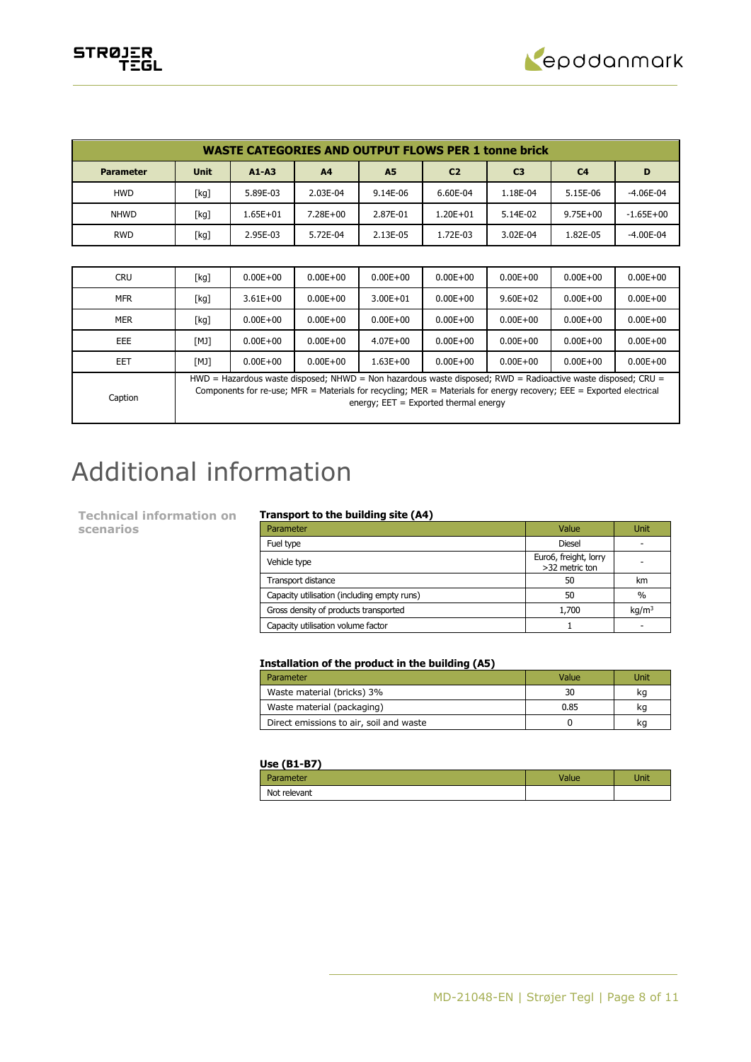| WASTE CATEGORIES AND OUTPUT FLOWS PER 1 tonne brick | | | | | | | | |
|---|---|---|---|---|---|---|---|---|
| **Parameter** | **Unit** | **A1-A3** | **A4** | **A5** | **C2** | **C3** | **C4** | **D** |
| HWD | [kg] | 5.89E-03 | 2.03E-04 | 9.14E-06 | 6.60E-04 | 1.18E-04 | 5.15E-06 | -4.06E-04 |
| NHWD | [kg] | 1.65E+01 | 7.28E+00 | 2.87E-01 | 1.20E+01 | 5.14E-02 | 9.75E+00 | -1.65E+00 |
| RWD | [kg] | 2.95E-03 | 5.72E-04 | 2.13E-05 | 1.72E-03 | 3.02E-04 | 1.82E-05 | -4.00E-04 |
| CRU | [kg] | 0.00E+00 | 0.00E+00 | 0.00E+00 | 0.00E+00 | 0.00E+00 | 0.00E+00 | 0.00E+00 |
| MFR | [kg] | 3.61E+00 | 0.00E+00 | 3.00E+01 | 0.00E+00 | 9.60E+02 | 0.00E+00 | 0.00E+00 |
| MER | [kg] | 0.00E+00 | 0.00E+00 | 0.00E+00 | 0.00E+00 | 0.00E+00 | 0.00E+00 | 0.00E+00 |
| EEE | [MJ] | 0.00E+00 | 0.00E+00 | 4.07E+00 | 0.00E+00 | 0.00E+00 | 0.00E+00 | 0.00E+00 |
| EET | [MJ] | 0.00E+00 | 0.00E+00 | 1.63E+00 | 0.00E+00 | 0.00E+00 | 0.00E+00 | 0.00E+00 |
| Caption | HWD = Hazardous waste disposed; NHWD = Non hazardous waste disposed; RWD = Radioactive waste disposed; CRU = Components for re-use; MFR = Materials for recycling; MER = Materials for energy recovery; EEE = Exported electrical energy; EET = Exported thermal energy | | | | | | | |

# Additional information

## Technical information on scenarios

**Transport to the building site (A4)**

| Parameter | Value | Unit |
|---|---|---|
| Fuel type | Diesel | - |
| Vehicle type | Euro6, freight, lorry >32 metric ton | - |
| Transport distance | 50 | km |
| Capacity utilisation (including empty runs) | 50 | % |
| Gross density of products transported | 1,700 | kg/m$^3$ |
| Capacity utilisation volume factor | 1 | - |

**Installation of the product in the building (A5)**

| Parameter | Value | Unit |
|---|---|---|
| Waste material (bricks) 3% | 30 | kg |
| Waste material (packaging) | 0.85 | kg |
| Direct emissions to air, soil and waste | 0 | kg |

**Use (B1-B7)**

| Parameter | Value | Unit |
|---|---|---|
| Not relevant | | |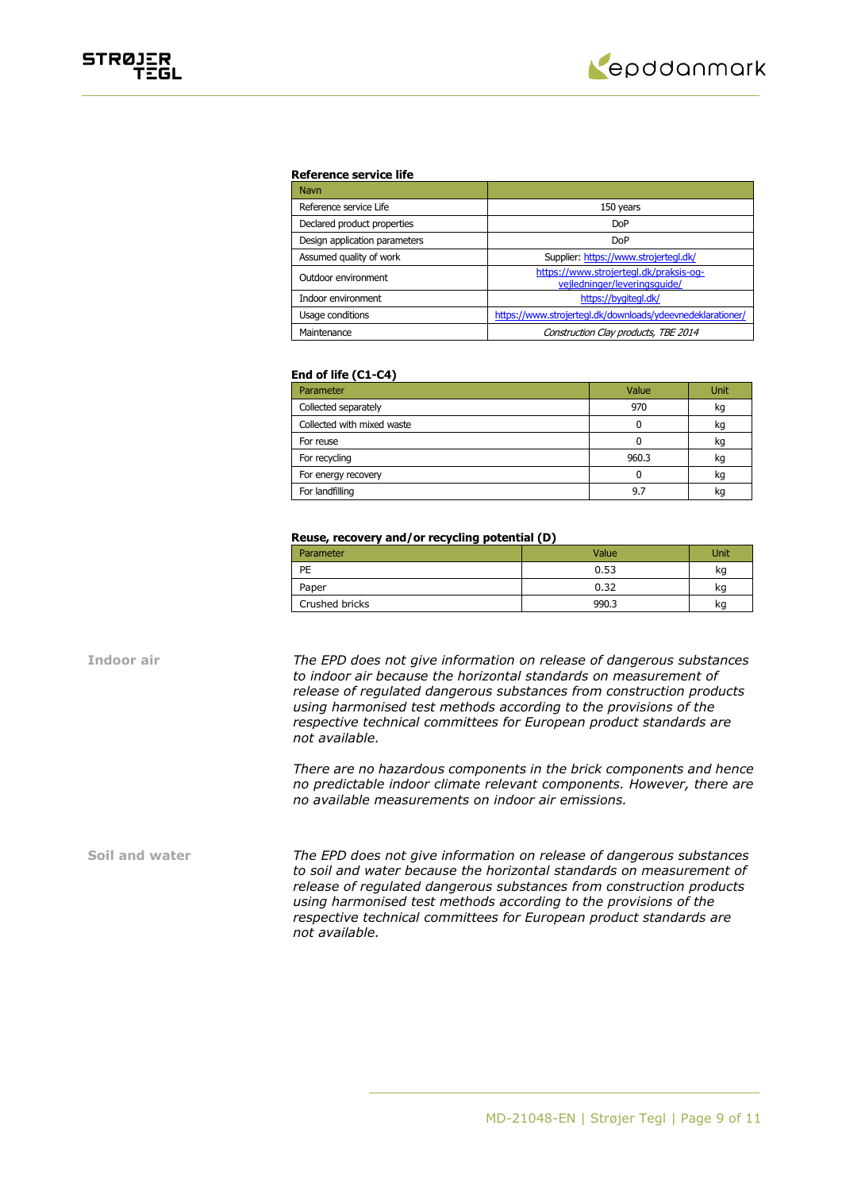#### Reference service life

| Navn | |
|---|---|
| Reference service Life | 150 years |
| Declared product properties | DoP |
| Design application parameters | DoP |
| Assumed quality of work | Supplier: https://www.strojertegl.dk/ |
| Outdoor environment | https://www.strojertegl.dk/praksis-og-vejledninger/leveringsguide/ |
| Indoor environment | https://bygitegl.dk/ |
| Usage conditions | https://www.strojertegl.dk/downloads/ydeevnedeklarationer/ |
| Maintenance | *Construction Clay products, TBE 2014* |

#### End of life (C1-C4)

| Parameter | Value | Unit |
|---|---|---|
| Collected separately | 970 | kg |
| Collected with mixed waste | 0 | kg |
| For reuse | 0 | kg |
| For recycling | 960.3 | kg |
| For energy recovery | 0 | kg |
| For landfilling | 9.7 | kg |

#### Reuse, recovery and/or recycling potential (D)

| Parameter | Value | Unit |
|---|---|---|
| PE | 0.53 | kg |
| Paper | 0.32 | kg |
| Crushed bricks | 990.3 | kg |

**Indoor air**

*The EPD does not give information on release of dangerous substances to indoor air because the horizontal standards on measurement of release of regulated dangerous substances from construction products using harmonised test methods according to the provisions of the respective technical committees for European product standards are not available.*

*There are no hazardous components in the brick components and hence no predictable indoor climate relevant components. However, there are no available measurements on indoor air emissions.*

**Soil and water**

*The EPD does not give information on release of dangerous substances to soil and water because the horizontal standards on measurement of release of regulated dangerous substances from construction products using harmonised test methods according to the provisions of the respective technical committees for European product standards are not available.*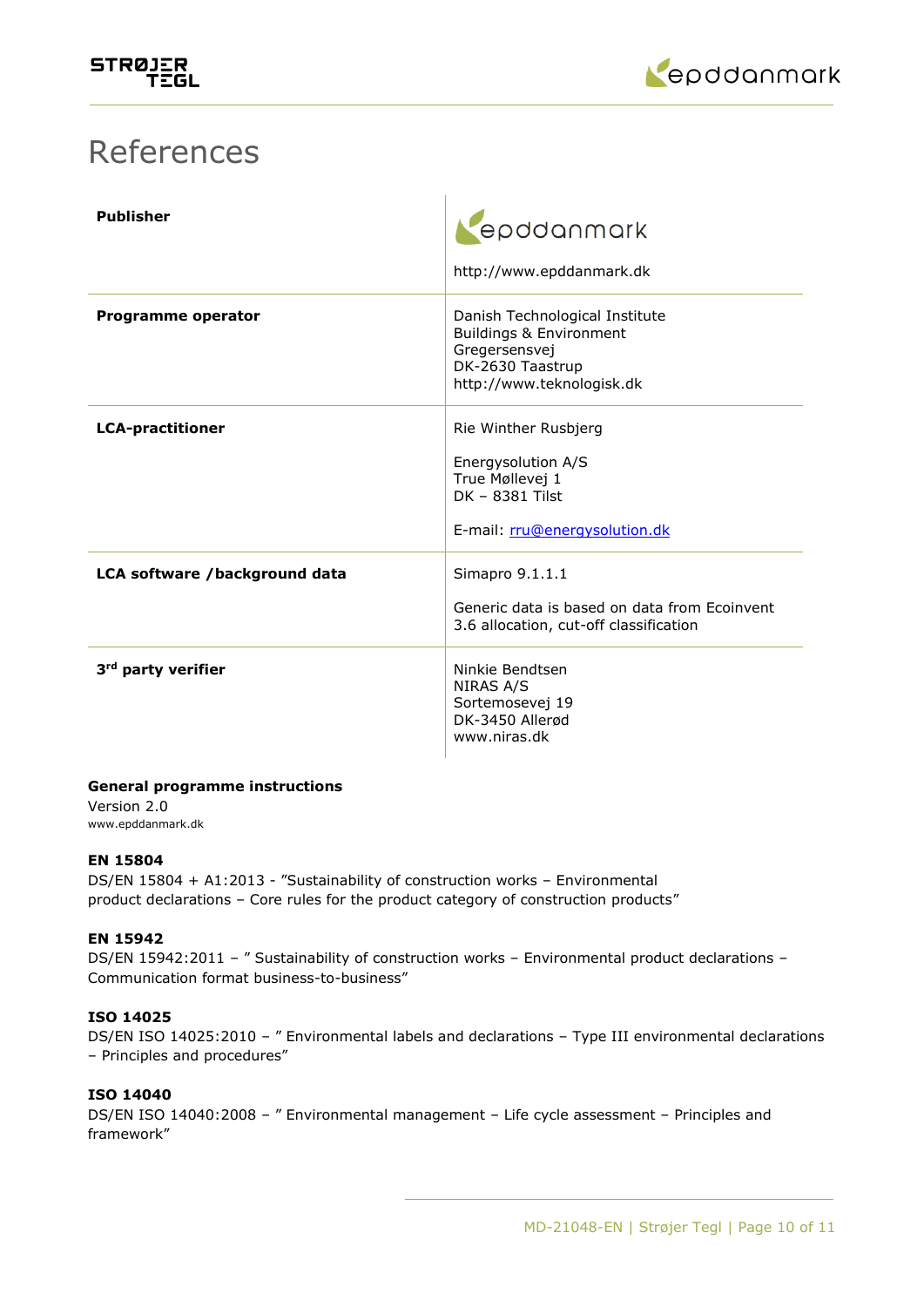# References

| | |
|---|---|
| **Publisher** | epddanmark<br><br>http://www.epddanmark.dk |
| **Programme operator** | Danish Technological Institute<br>Buildings & Environment<br>Gregersensvej<br>DK-2630 Taastrup<br>http://www.teknologisk.dk |
| **LCA-practitioner** | Rie Winther Rusbjerg<br><br>Energysolution A/S<br>True Møllevej 1<br>DK – 8381 Tilst<br><br>E-mail: rru@energysolution.dk |
| **LCA software /background data** | Simapro 9.1.1.1<br><br>Generic data is based on data from Ecoinvent 3.6 allocation, cut-off classification |
| **3rd party verifier** | Ninkie Bendtsen<br>NIRAS A/S<br>Sortemosevej 19<br>DK-3450 Allerød<br>www.niras.dk |

**General programme instructions**
Version 2.0
www.epddanmark.dk

**EN 15804**
DS/EN 15804 + A1:2013 - "Sustainability of construction works – Environmental product declarations – Core rules for the product category of construction products"

**EN 15942**
DS/EN 15942:2011 – " Sustainability of construction works – Environmental product declarations – Communication format business-to-business"

**ISO 14025**
DS/EN ISO 14025:2010 – " Environmental labels and declarations – Type III environmental declarations – Principles and procedures"

**ISO 14040**
DS/EN ISO 14040:2008 – " Environmental management – Life cycle assessment – Principles and framework"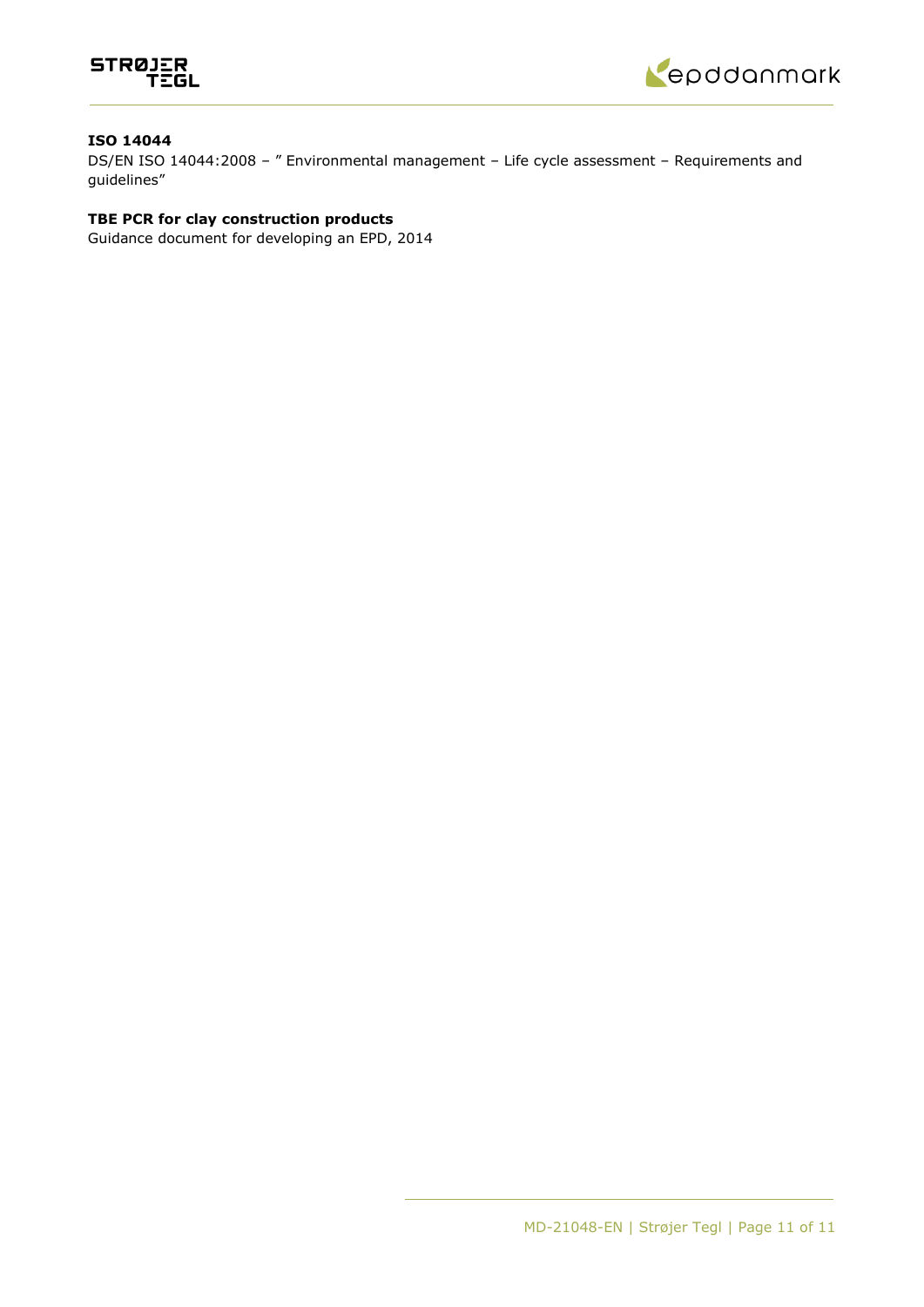**ISO 14044**
DS/EN ISO 14044:2008 – " Environmental management – Life cycle assessment – Requirements and guidelines"

**TBE PCR for clay construction products**
Guidance document for developing an EPD, 2014